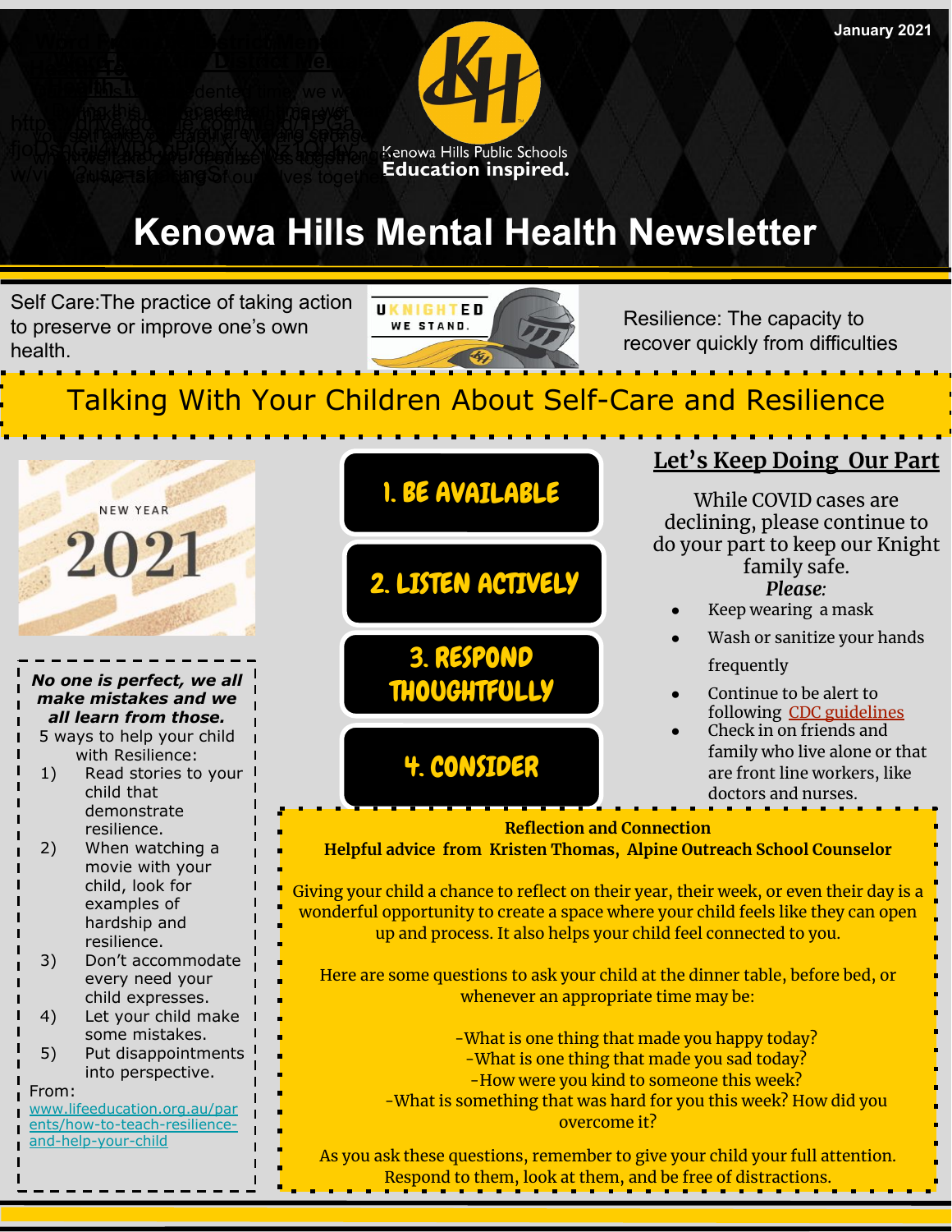January 2021

Kenowa Hills Public Schools
Education inspired.

# Kenowa Hills Mental Health Newsletter

Self Care: The practice of taking action to preserve or improve one's own health.

UKNIGHTED WE STAND.

Resilience: The capacity to recover quickly from difficulties

## Talking With Your Children About Self-Care and Resilience

NEW YEAR 2021

***No one is perfect, we all make mistakes and we all learn from those.***

5 ways to help your child with Resilience:

1) Read stories to your child that demonstrate resilience.
2) When watching a movie with your child, look for examples of hardship and resilience.
3) Don't accommodate every need your child expresses.
4) Let your child make some mistakes.
5) Put disappointments into perspective.

From: [www.lifeeducation.org.au/parents/how-to-teach-resilience-and-help-your-child](www.lifeeducation.org.au/parents/how-to-teach-resilience-and-help-your-child)

**1. BE AVAILABLE**

**2. LISTEN ACTIVELY**

**3. RESPOND THOUGHTFULLY**

**4. CONSIDER**

## Let's Keep Doing Our Part

While COVID cases are declining, please continue to do your part to keep our Knight family safe.

***Please:***

- Keep wearing a mask
- Wash or sanitize your hands frequently
- Continue to be alert to following CDC guidelines
- Check in on friends and family who live alone or that are front line workers, like doctors and nurses.

**Reflection and Connection**
**Helpful advice from Kristen Thomas, Alpine Outreach School Counselor**

Giving your child a chance to reflect on their year, their week, or even their day is a wonderful opportunity to create a space where your child feels like they can open up and process. It also helps your child feel connected to you.

Here are some questions to ask your child at the dinner table, before bed, or whenever an appropriate time may be:

-What is one thing that made you happy today?
-What is one thing that made you sad today?
-How were you kind to someone this week?
-What is something that was hard for you this week? How did you overcome it?

As you ask these questions, remember to give your child your full attention. Respond to them, look at them, and be free of distractions.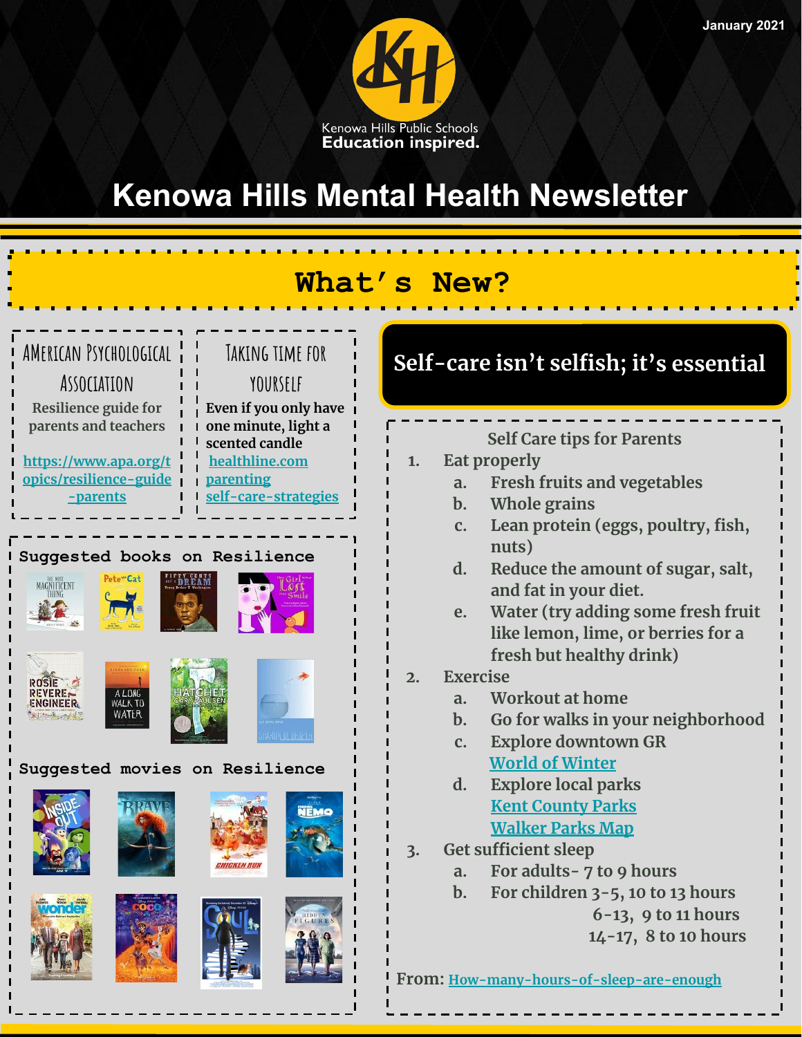January 2021

Kenowa Hills Public Schools
Education inspired.

# Kenowa Hills Mental Health Newsletter

## What's New?

### American Psychological Association

Resilience guide for parents and teachers

https://www.apa.org/topics/resilience-guide-parents

### Taking Time for Yourself

**Even if you only have one minute, light a scented candle**

healthline.com parenting self-care-strategies

### Suggested books on Resilience

### Suggested movies on Resilience

## Self-care isn't selfish; it's essential

Self Care tips for Parents

1. Eat properly
   a. Fresh fruits and vegetables
   b. Whole grains
   c. Lean protein (eggs, poultry, fish, nuts)
   d. Reduce the amount of sugar, salt, and fat in your diet.
   e. Water (try adding some fresh fruit like lemon, lime, or berries for a fresh but healthy drink)
2. Exercise
   a. Workout at home
   b. Go for walks in your neighborhood
   c. Explore downtown GR World of Winter
   d. Explore local parks Kent County Parks Walker Parks Map
3. Get sufficient sleep
   a. For adults- 7 to 9 hours
   b. For children 3-5, 10 to 13 hours
      6-13, 9 to 11 hours
      14-17, 8 to 10 hours

From: How-many-hours-of-sleep-are-enough